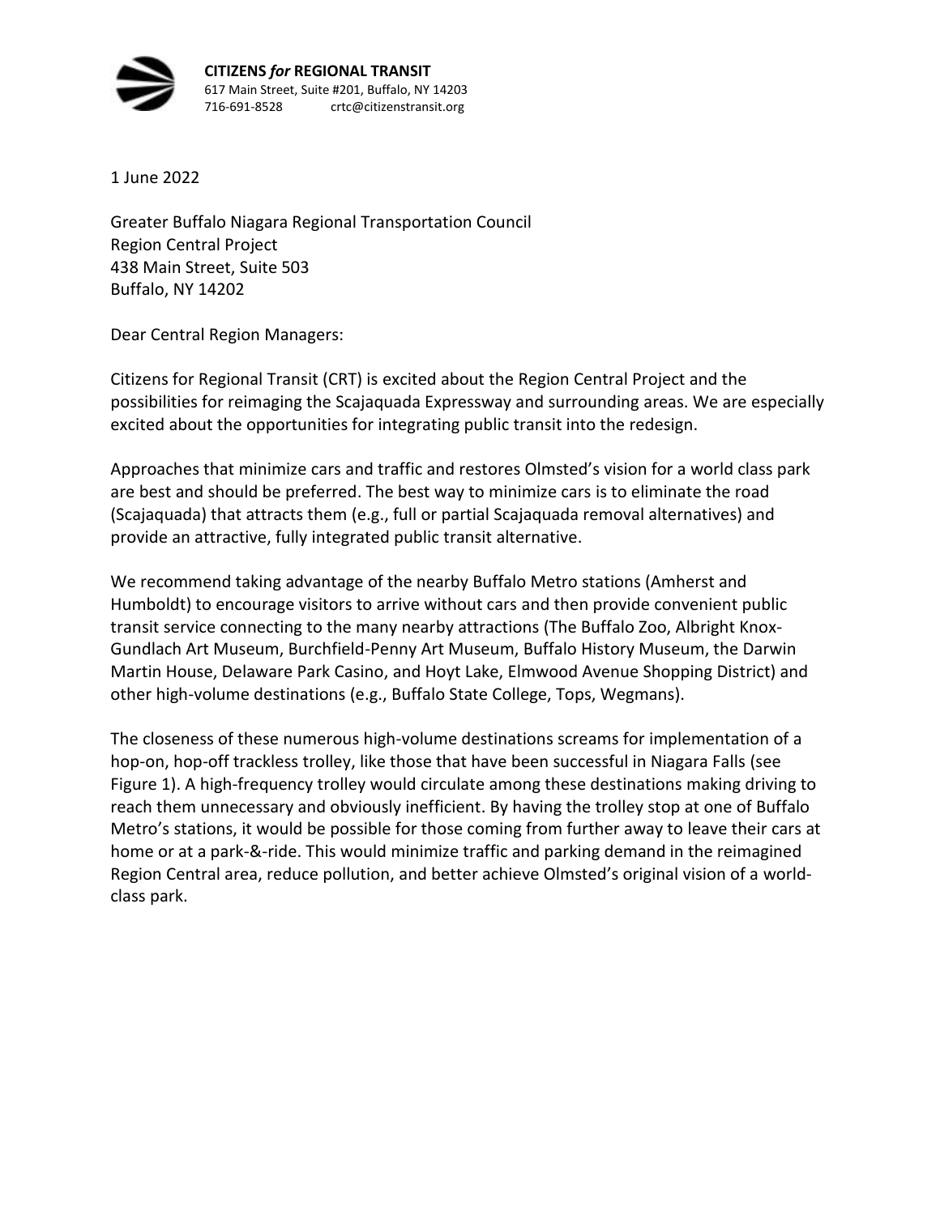**CITIZENS *for* REGIONAL TRANSIT**
617 Main Street, Suite #201, Buffalo, NY 14203
716-691-8528 crtc@citizenstransit.org

1 June 2022

Greater Buffalo Niagara Regional Transportation Council
Region Central Project
438 Main Street, Suite 503
Buffalo, NY 14202

Dear Central Region Managers:

Citizens for Regional Transit (CRT) is excited about the Region Central Project and the possibilities for reimaging the Scajaquada Expressway and surrounding areas. We are especially excited about the opportunities for integrating public transit into the redesign.

Approaches that minimize cars and traffic and restores Olmsted's vision for a world class park are best and should be preferred. The best way to minimize cars is to eliminate the road (Scajaquada) that attracts them (e.g., full or partial Scajaquada removal alternatives) and provide an attractive, fully integrated public transit alternative.

We recommend taking advantage of the nearby Buffalo Metro stations (Amherst and Humboldt) to encourage visitors to arrive without cars and then provide convenient public transit service connecting to the many nearby attractions (The Buffalo Zoo, Albright Knox-Gundlach Art Museum, Burchfield-Penny Art Museum, Buffalo History Museum, the Darwin Martin House, Delaware Park Casino, and Hoyt Lake, Elmwood Avenue Shopping District) and other high-volume destinations (e.g., Buffalo State College, Tops, Wegmans).

The closeness of these numerous high-volume destinations screams for implementation of a hop-on, hop-off trackless trolley, like those that have been successful in Niagara Falls (see Figure 1). A high-frequency trolley would circulate among these destinations making driving to reach them unnecessary and obviously inefficient. By having the trolley stop at one of Buffalo Metro's stations, it would be possible for those coming from further away to leave their cars at home or at a park-&-ride. This would minimize traffic and parking demand in the reimagined Region Central area, reduce pollution, and better achieve Olmsted's original vision of a world-class park.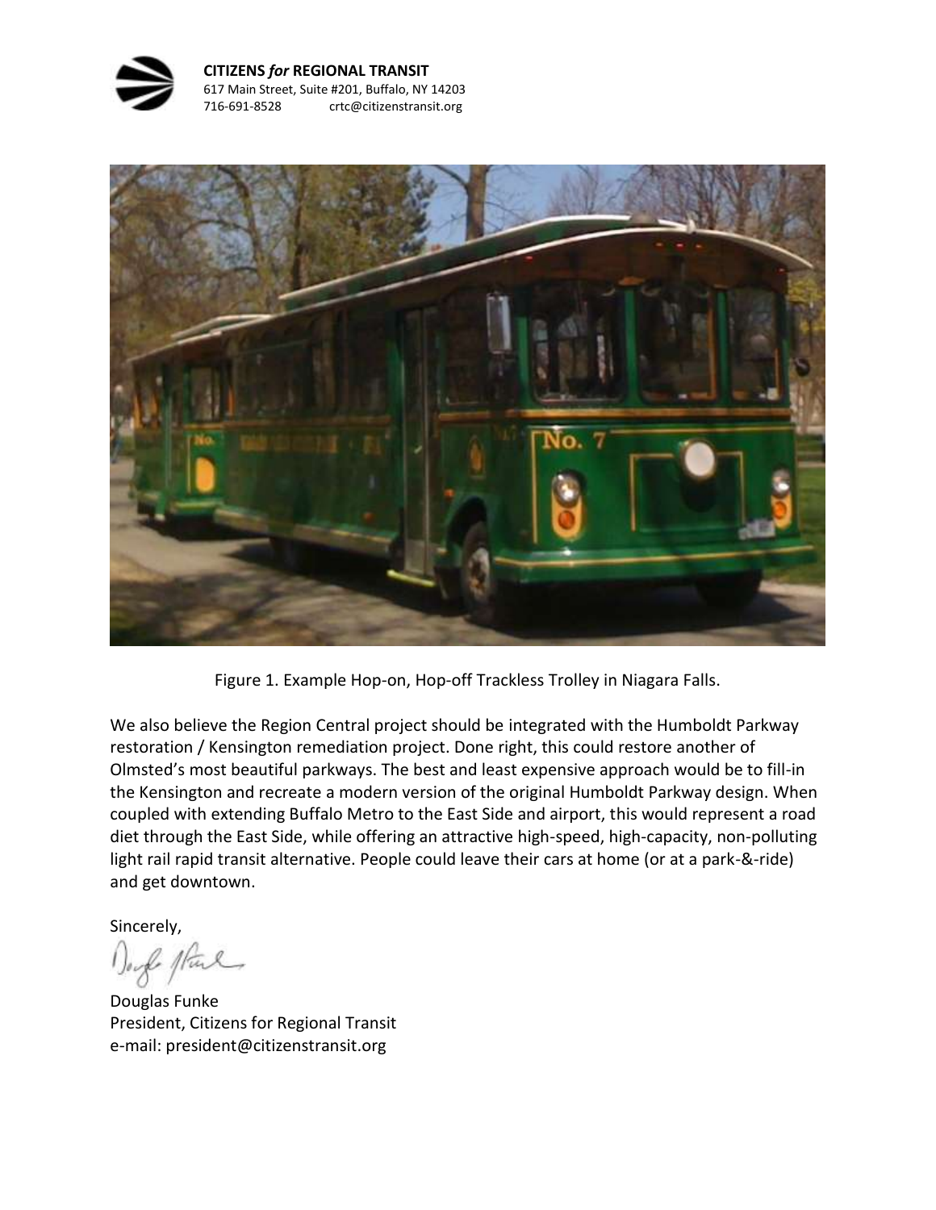**CITIZENS *for* REGIONAL TRANSIT**
617 Main Street, Suite #201, Buffalo, NY 14203
716-691-8528 crtc@citizenstransit.org

Figure 1. Example Hop-on, Hop-off Trackless Trolley in Niagara Falls.

We also believe the Region Central project should be integrated with the Humboldt Parkway restoration / Kensington remediation project. Done right, this could restore another of Olmsted's most beautiful parkways. The best and least expensive approach would be to fill-in the Kensington and recreate a modern version of the original Humboldt Parkway design. When coupled with extending Buffalo Metro to the East Side and airport, this would represent a road diet through the East Side, while offering an attractive high-speed, high-capacity, non-polluting light rail rapid transit alternative. People could leave their cars at home (or at a park-&-ride) and get downtown.

Sincerely,

Douglas Funke
President, Citizens for Regional Transit
e-mail: president@citizenstransit.org